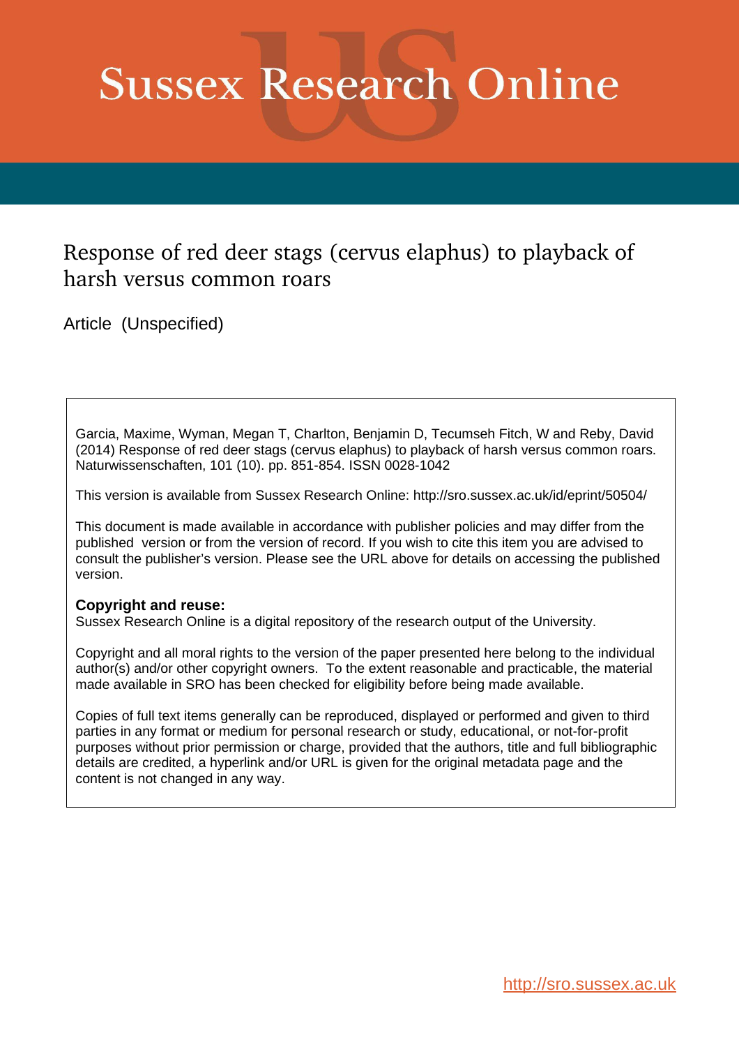# Sussex Research Online

## Response of red deer stags (cervus elaphus) to playback of harsh versus common roars

Article (Unspecified)

Garcia, Maxime, Wyman, Megan T, Charlton, Benjamin D, Tecumseh Fitch, W and Reby, David (2014) Response of red deer stags (cervus elaphus) to playback of harsh versus common roars. Naturwissenschaften, 101 (10). pp. 851-854. ISSN 0028-1042

This version is available from Sussex Research Online: http://sro.sussex.ac.uk/id/eprint/50504/

This document is made available in accordance with publisher policies and may differ from the published version or from the version of record. If you wish to cite this item you are advised to consult the publisher's version. Please see the URL above for details on accessing the published version.

**Copyright and reuse:**
Sussex Research Online is a digital repository of the research output of the University.

Copyright and all moral rights to the version of the paper presented here belong to the individual author(s) and/or other copyright owners. To the extent reasonable and practicable, the material made available in SRO has been checked for eligibility before being made available.

Copies of full text items generally can be reproduced, displayed or performed and given to third parties in any format or medium for personal research or study, educational, or not-for-profit purposes without prior permission or charge, provided that the authors, title and full bibliographic details are credited, a hyperlink and/or URL is given for the original metadata page and the content is not changed in any way.

http://sro.sussex.ac.uk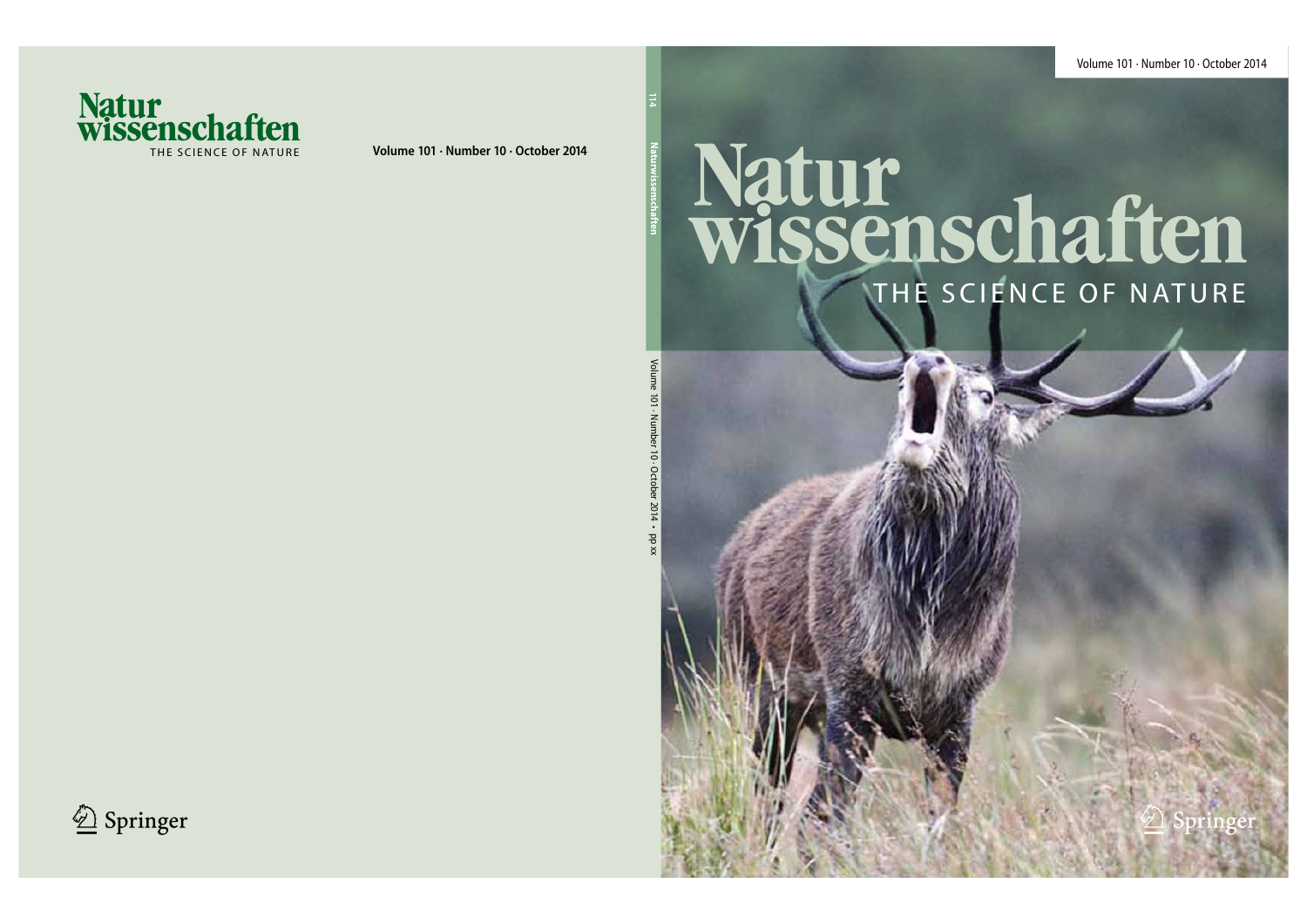# Naturwissenschaften

THE SCIENCE OF NATURE

**Volume 101 · Number 10 · October 2014**

Springer

114

Naturwissenschaften

Volume 101 · Number 10 · October 2014 • pp xx

# Naturwissenschaften

THE SCIENCE OF NATURE

Volume 101 · Number 10 · October 2014

Springer